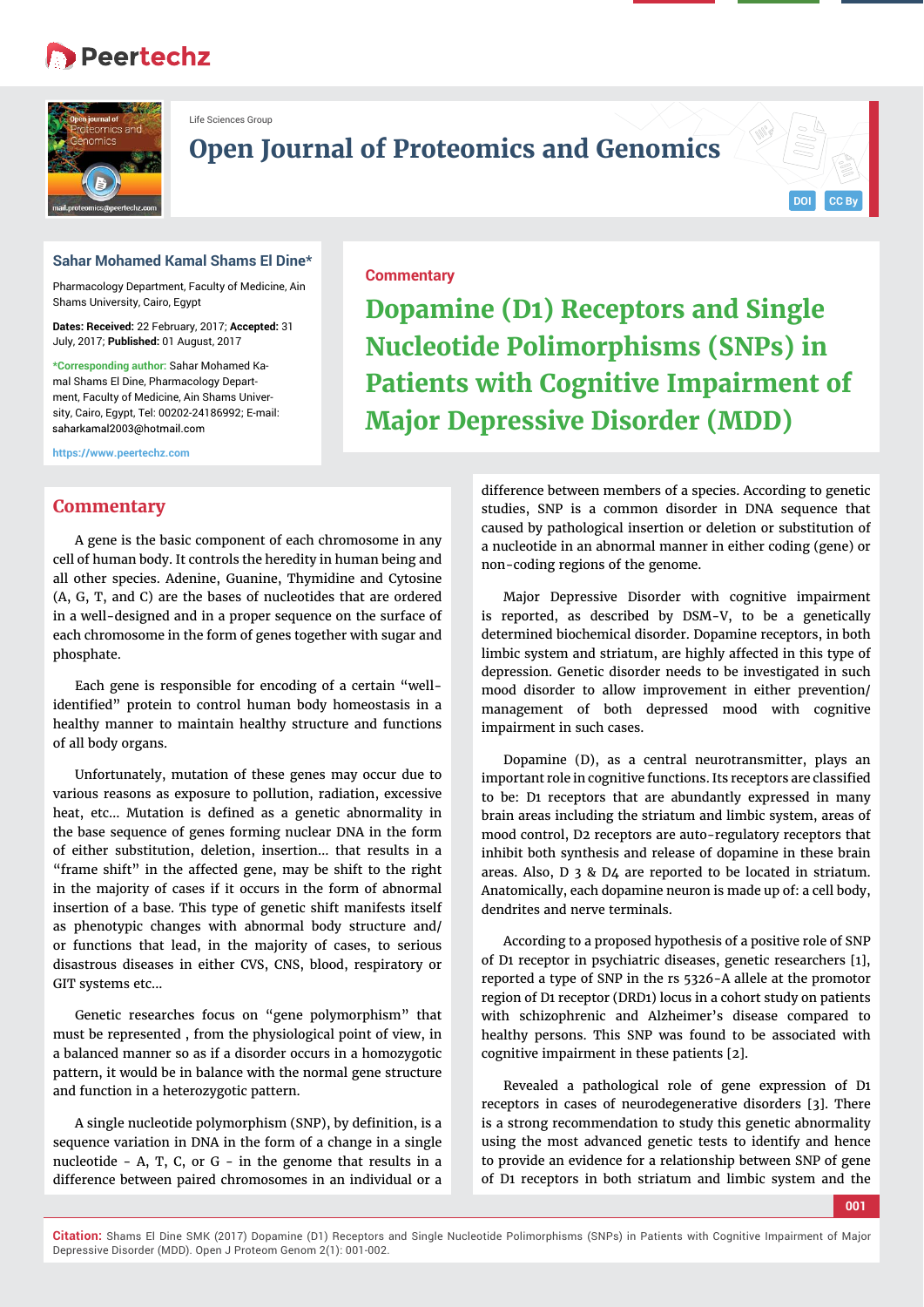Life Sciences Group

# Open Journal of Proteomics and Genomics

**Sahar Mohamed Kamal Shams El Dine***

Pharmacology Department, Faculty of Medicine, Ain Shams University, Cairo, Egypt

**Dates: Received:** 22 February, 2017; **Accepted:** 31 July, 2017; **Published:** 01 August, 2017

***Corresponding author:** Sahar Mohamed Kamal Shams El Dine, Pharmacology Department, Faculty of Medicine, Ain Shams University, Cairo, Egypt, Tel: 00202-24186992; E-mail: saharkamal2003@hotmail.com

https://www.peertechz.com

Commentary

# Dopamine (D1) Receptors and Single Nucleotide Polimorphisms (SNPs) in Patients with Cognitive Impairment of Major Depressive Disorder (MDD)

## Commentary

A gene is the basic component of each chromosome in any cell of human body. It controls the heredity in human being and all other species. Adenine, Guanine, Thymidine and Cytosine (A, G, T, and C) are the bases of nucleotides that are ordered in a well-designed and in a proper sequence on the surface of each chromosome in the form of genes together with sugar and phosphate.

Each gene is responsible for encoding of a certain "well-identified" protein to control human body homeostasis in a healthy manner to maintain healthy structure and functions of all body organs.

Unfortunately, mutation of these genes may occur due to various reasons as exposure to pollution, radiation, excessive heat, etc... Mutation is defined as a genetic abnormality in the base sequence of genes forming nuclear DNA in the form of either substitution, deletion, insertion... that results in a "frame shift" in the affected gene, may be shift to the right in the majority of cases if it occurs in the form of abnormal insertion of a base. This type of genetic shift manifests itself as phenotypic changes with abnormal body structure and/or functions that lead, in the majority of cases, to serious disastrous diseases in either CVS, CNS, blood, respiratory or GIT systems etc...

Genetic researches focus on "gene polymorphism" that must be represented , from the physiological point of view, in a balanced manner so as if a disorder occurs in a homozygotic pattern, it would be in balance with the normal gene structure and function in a heterozygotic pattern.

A single nucleotide polymorphism (SNP), by definition, is a sequence variation in DNA in the form of a change in a single nucleotide - A, T, C, or G - in the genome that results in a difference between paired chromosomes in an individual or a difference between members of a species. According to genetic studies, SNP is a common disorder in DNA sequence that caused by pathological insertion or deletion or substitution of a nucleotide in an abnormal manner in either coding (gene) or non-coding regions of the genome.

Major Depressive Disorder with cognitive impairment is reported, as described by DSM-V, to be a genetically determined biochemical disorder. Dopamine receptors, in both limbic system and striatum, are highly affected in this type of depression. Genetic disorder needs to be investigated in such mood disorder to allow improvement in either prevention/management of both depressed mood with cognitive impairment in such cases.

Dopamine (D), as a central neurotransmitter, plays an important role in cognitive functions. Its receptors are classified to be: D1 receptors that are abundantly expressed in many brain areas including the striatum and limbic system, areas of mood control, D2 receptors are auto-regulatory receptors that inhibit both synthesis and release of dopamine in these brain areas. Also, D 3 & D4 are reported to be located in striatum. Anatomically, each dopamine neuron is made up of: a cell body, dendrites and nerve terminals.

According to a proposed hypothesis of a positive role of SNP of D1 receptor in psychiatric diseases, genetic researchers [1], reported a type of SNP in the rs 5326-A allele at the promotor region of D1 receptor (DRD1) locus in a cohort study on patients with schizophrenic and Alzheimer's disease compared to healthy persons. This SNP was found to be associated with cognitive impairment in these patients [2].

Revealed a pathological role of gene expression of D1 receptors in cases of neurodegenerative disorders [3]. There is a strong recommendation to study this genetic abnormality using the most advanced genetic tests to identify and hence to provide an evidence for a relationship between SNP of gene of D1 receptors in both striatum and limbic system and the

**Citation:** Shams El Dine SMK (2017) Dopamine (D1) Receptors and Single Nucleotide Polimorphisms (SNPs) in Patients with Cognitive Impairment of Major Depressive Disorder (MDD). Open J Proteom Genom 2(1): 001-002.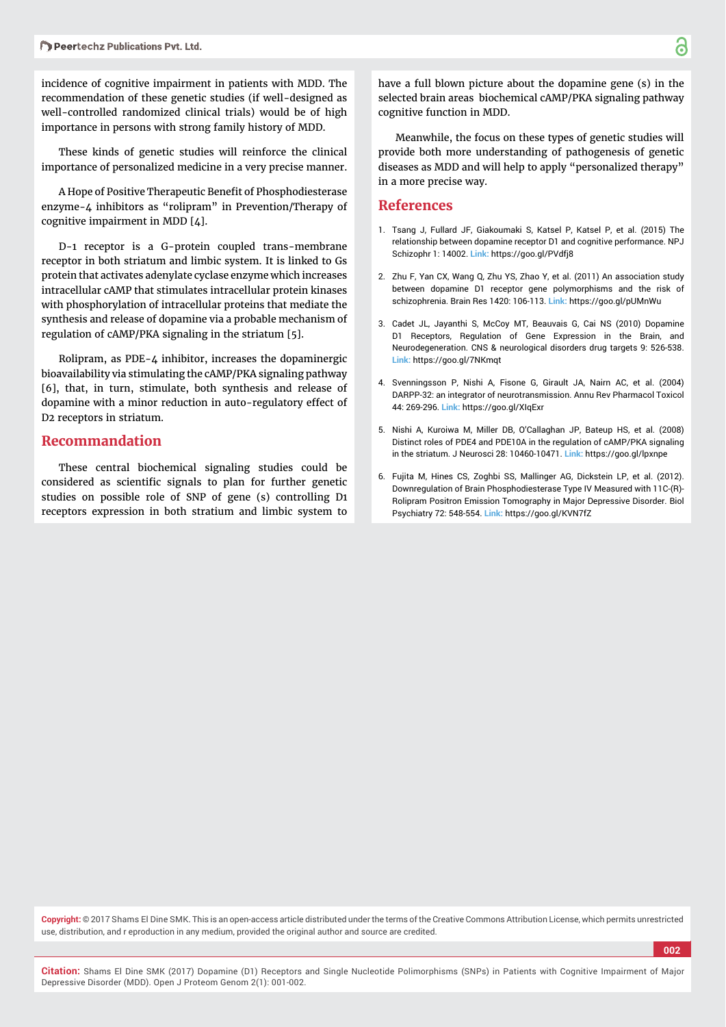incidence of cognitive impairment in patients with MDD. The recommendation of these genetic studies (if well-designed as well-controlled randomized clinical trials) would be of high importance in persons with strong family history of MDD.

These kinds of genetic studies will reinforce the clinical importance of personalized medicine in a very precise manner.

A Hope of Positive Therapeutic Benefit of Phosphodiesterase enzyme-4 inhibitors as "rolipram" in Prevention/Therapy of cognitive impairment in MDD [4].

D-1 receptor is a G-protein coupled trans-membrane receptor in both striatum and limbic system. It is linked to Gs protein that activates adenylate cyclase enzyme which increases intracellular cAMP that stimulates intracellular protein kinases with phosphorylation of intracellular proteins that mediate the synthesis and release of dopamine via a probable mechanism of regulation of cAMP/PKA signaling in the striatum [5].

Rolipram, as PDE-4 inhibitor, increases the dopaminergic bioavailability via stimulating the cAMP/PKA signaling pathway [6], that, in turn, stimulate, both synthesis and release of dopamine with a minor reduction in auto-regulatory effect of D2 receptors in striatum.

## Recommandation

These central biochemical signaling studies could be considered as scientific signals to plan for further genetic studies on possible role of SNP of gene (s) controlling D1 receptors expression in both stratium and limbic system to have a full blown picture about the dopamine gene (s) in the selected brain areas biochemical cAMP/PKA signaling pathway cognitive function in MDD.

Meanwhile, the focus on these types of genetic studies will provide both more understanding of pathogenesis of genetic diseases as MDD and will help to apply "personalized therapy" in a more precise way.

## References

1. Tsang J, Fullard JF, Giakoumaki S, Katsel P, Katsel P, et al. (2015) The relationship between dopamine receptor D1 and cognitive performance. NPJ Schizophr 1: 14002. **Link:** https://goo.gl/PVdfj8
2. Zhu F, Yan CX, Wang Q, Zhu YS, Zhao Y, et al. (2011) An association study between dopamine D1 receptor gene polymorphisms and the risk of schizophrenia. Brain Res 1420: 106-113. **Link:** https://goo.gl/pUMnWu
3. Cadet JL, Jayanthi S, McCoy MT, Beauvais G, Cai NS (2010) Dopamine D1 Receptors, Regulation of Gene Expression in the Brain, and Neurodegeneration. CNS & neurological disorders drug targets 9: 526-538. **Link:** https://goo.gl/7NKmqt
4. Svenningsson P, Nishi A, Fisone G, Girault JA, Nairn AC, et al. (2004) DARPP-32: an integrator of neurotransmission. Annu Rev Pharmacol Toxicol 44: 269-296. **Link:** https://goo.gl/XIqExr
5. Nishi A, Kuroiwa M, Miller DB, O'Callaghan JP, Bateup HS, et al. (2008) Distinct roles of PDE4 and PDE10A in the regulation of cAMP/PKA signaling in the striatum. J Neurosci 28: 10460-10471. **Link:** https://goo.gl/lpxnpe
6. Fujita M, Hines CS, Zoghbi SS, Mallinger AG, Dickstein LP, et al. (2012). Downregulation of Brain Phosphodiesterase Type IV Measured with 11C-(R)-Rolipram Positron Emission Tomography in Major Depressive Disorder. Biol Psychiatry 72: 548-554. **Link:** https://goo.gl/KVN7fZ

**Copyright:** © 2017 Shams El Dine SMK. This is an open-access article distributed under the terms of the Creative Commons Attribution License, which permits unrestricted use, distribution, and r eproduction in any medium, provided the original author and source are credited.